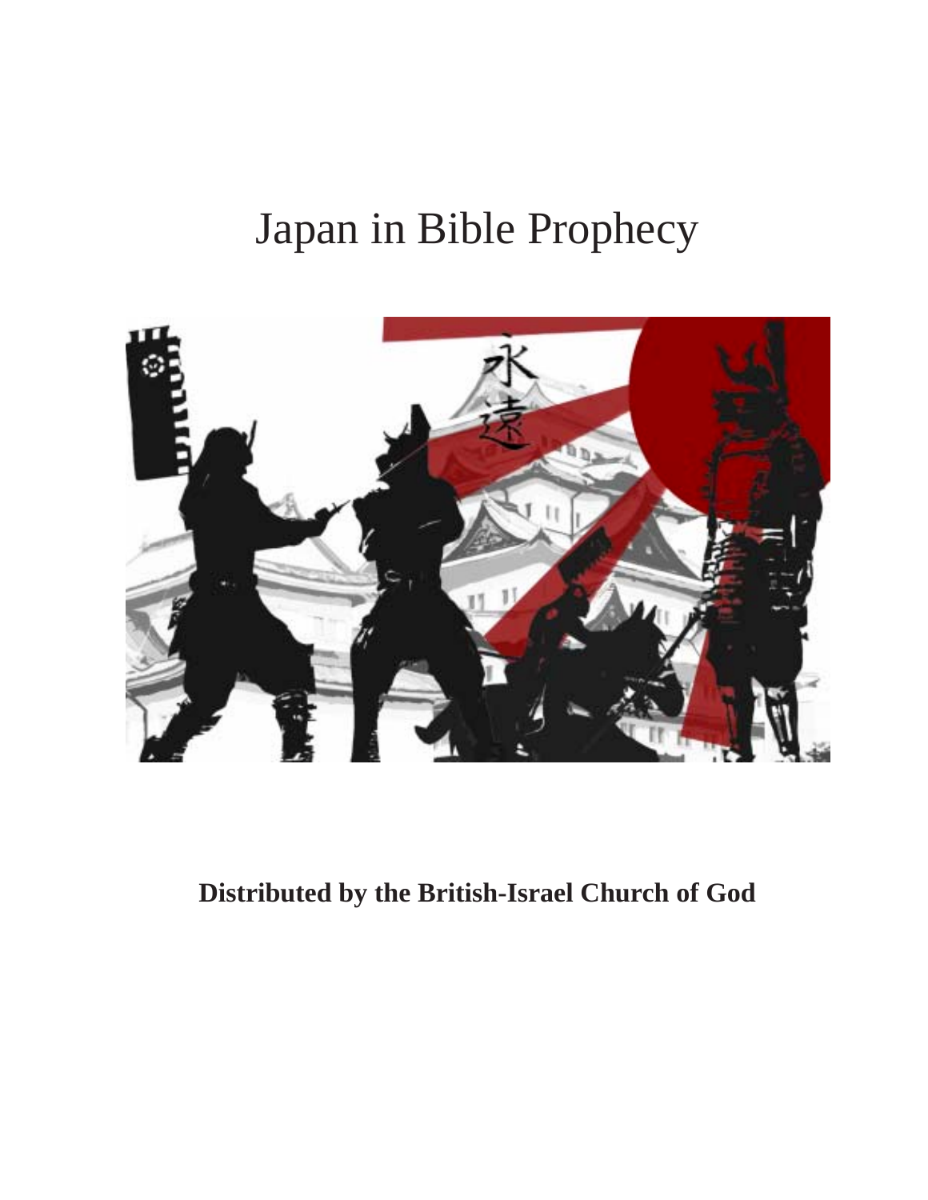# Japan in Bible Prophecy

**Distributed by the British-Israel Church of God**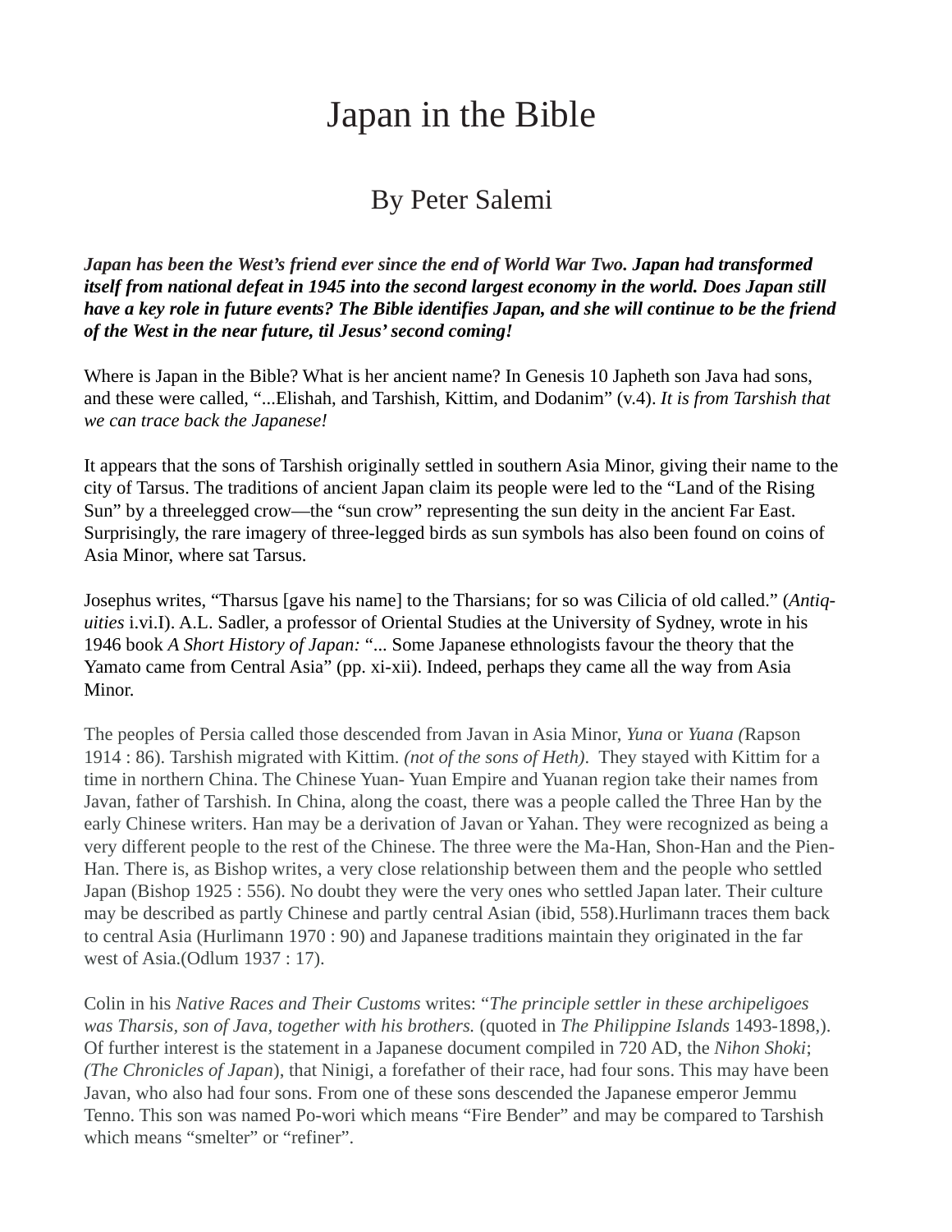# Japan in the Bible

## By Peter Salemi

***Japan has been the West's friend ever since the end of World War Two. Japan had transformed itself from national defeat in 1945 into the second largest economy in the world. Does Japan still have a key role in future events? The Bible identifies Japan, and she will continue to be the friend of the West in the near future, til Jesus' second coming!***

Where is Japan in the Bible? What is her ancient name? In Genesis 10 Japheth son Java had sons, and these were called, "...Elishah, and Tarshish, Kittim, and Dodanim" (v.4). *It is from Tarshish that we can trace back the Japanese!*

It appears that the sons of Tarshish originally settled in southern Asia Minor, giving their name to the city of Tarsus. The traditions of ancient Japan claim its people were led to the "Land of the Rising Sun" by a threelegged crow—the "sun crow" representing the sun deity in the ancient Far East. Surprisingly, the rare imagery of three-legged birds as sun symbols has also been found on coins of Asia Minor, where sat Tarsus.

Josephus writes, "Tharsus [gave his name] to the Tharsians; for so was Cilicia of old called." (*Antiquities* i.vi.I). A.L. Sadler, a professor of Oriental Studies at the University of Sydney, wrote in his 1946 book *A Short History of Japan:* "... Some Japanese ethnologists favour the theory that the Yamato came from Central Asia" (pp. xi-xii). Indeed, perhaps they came all the way from Asia Minor.

The peoples of Persia called those descended from Javan in Asia Minor, *Yuna* or *Yuana (*Rapson 1914 : 86). Tarshish migrated with Kittim. *(not of the sons of Heth).* They stayed with Kittim for a time in northern China. The Chinese Yuan- Yuan Empire and Yuanan region take their names from Javan, father of Tarshish. In China, along the coast, there was a people called the Three Han by the early Chinese writers. Han may be a derivation of Javan or Yahan. They were recognized as being a very different people to the rest of the Chinese. The three were the Ma-Han, Shon-Han and the Pien-Han. There is, as Bishop writes, a very close relationship between them and the people who settled Japan (Bishop 1925 : 556). No doubt they were the very ones who settled Japan later. Their culture may be described as partly Chinese and partly central Asian (ibid, 558).Hurlimann traces them back to central Asia (Hurlimann 1970 : 90) and Japanese traditions maintain they originated in the far west of Asia.(Odlum 1937 : 17).

Colin in his *Native Races and Their Customs* writes: "*The principle settler in these archipeligoes was Tharsis, son of Java, together with his brothers.* (quoted in *The Philippine Islands* 1493-1898,). Of further interest is the statement in a Japanese document compiled in 720 AD, the *Nihon Shoki*; *(The Chronicles of Japan*), that Ninigi, a forefather of their race, had four sons. This may have been Javan, who also had four sons. From one of these sons descended the Japanese emperor Jemmu Tenno. This son was named Po-wori which means "Fire Bender" and may be compared to Tarshish which means "smelter" or "refiner".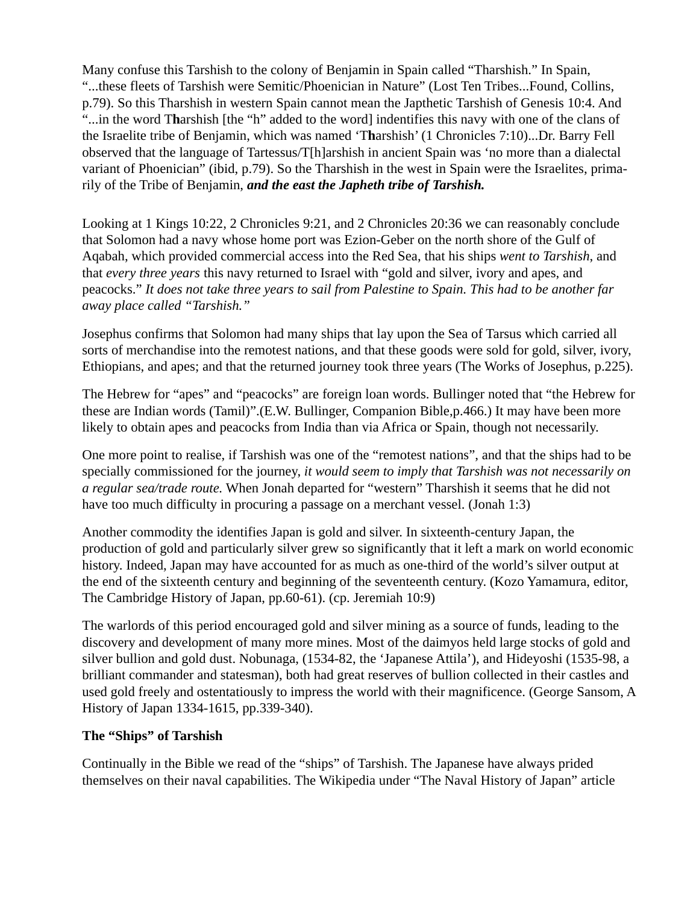Many confuse this Tarshish to the colony of Benjamin in Spain called "Tharshish." In Spain, "...these fleets of Tarshish were Semitic/Phoenician in Nature" (Lost Ten Tribes...Found, Collins, p.79). So this Tharshish in western Spain cannot mean the Japthetic Tarshish of Genesis 10:4. And "...in the word T**h**arshish [the "h" added to the word] indentifies this navy with one of the clans of the Israelite tribe of Benjamin, which was named 'T**h**arshish' (1 Chronicles 7:10)...Dr. Barry Fell observed that the language of Tartessus/T[h]arshish in ancient Spain was 'no more than a dialectal variant of Phoenician" (ibid, p.79). So the Tharshish in the west in Spain were the Israelites, primarily of the Tribe of Benjamin, ***and the east the Japheth tribe of Tarshish.***

Looking at 1 Kings 10:22, 2 Chronicles 9:21, and 2 Chronicles 20:36 we can reasonably conclude that Solomon had a navy whose home port was Ezion-Geber on the north shore of the Gulf of Aqabah, which provided commercial access into the Red Sea, that his ships *went to Tarshish*, and that *every three years* this navy returned to Israel with "gold and silver, ivory and apes, and peacocks." *It does not take three years to sail from Palestine to Spain. This had to be another far away place called "Tarshish."*

Josephus confirms that Solomon had many ships that lay upon the Sea of Tarsus which carried all sorts of merchandise into the remotest nations, and that these goods were sold for gold, silver, ivory, Ethiopians, and apes; and that the returned journey took three years (The Works of Josephus, p.225).

The Hebrew for "apes" and "peacocks" are foreign loan words. Bullinger noted that "the Hebrew for these are Indian words (Tamil)".(E.W. Bullinger, Companion Bible,p.466.) It may have been more likely to obtain apes and peacocks from India than via Africa or Spain, though not necessarily.

One more point to realise, if Tarshish was one of the "remotest nations", and that the ships had to be specially commissioned for the journey, *it would seem to imply that Tarshish was not necessarily on a regular sea/trade route.* When Jonah departed for "western" Tharshish it seems that he did not have too much difficulty in procuring a passage on a merchant vessel. (Jonah 1:3)

Another commodity the identifies Japan is gold and silver. In sixteenth-century Japan, the production of gold and particularly silver grew so significantly that it left a mark on world economic history. Indeed, Japan may have accounted for as much as one-third of the world's silver output at the end of the sixteenth century and beginning of the seventeenth century. (Kozo Yamamura, editor, The Cambridge History of Japan, pp.60-61). (cp. Jeremiah 10:9)

The warlords of this period encouraged gold and silver mining as a source of funds, leading to the discovery and development of many more mines. Most of the daimyos held large stocks of gold and silver bullion and gold dust. Nobunaga, (1534-82, the 'Japanese Attila'), and Hideyoshi (1535-98, a brilliant commander and statesman), both had great reserves of bullion collected in their castles and used gold freely and ostentatiously to impress the world with their magnificence. (George Sansom, A History of Japan 1334-1615, pp.339-340).

**The "Ships" of Tarshish**

Continually in the Bible we read of the "ships" of Tarshish. The Japanese have always prided themselves on their naval capabilities. The Wikipedia under "The Naval History of Japan" article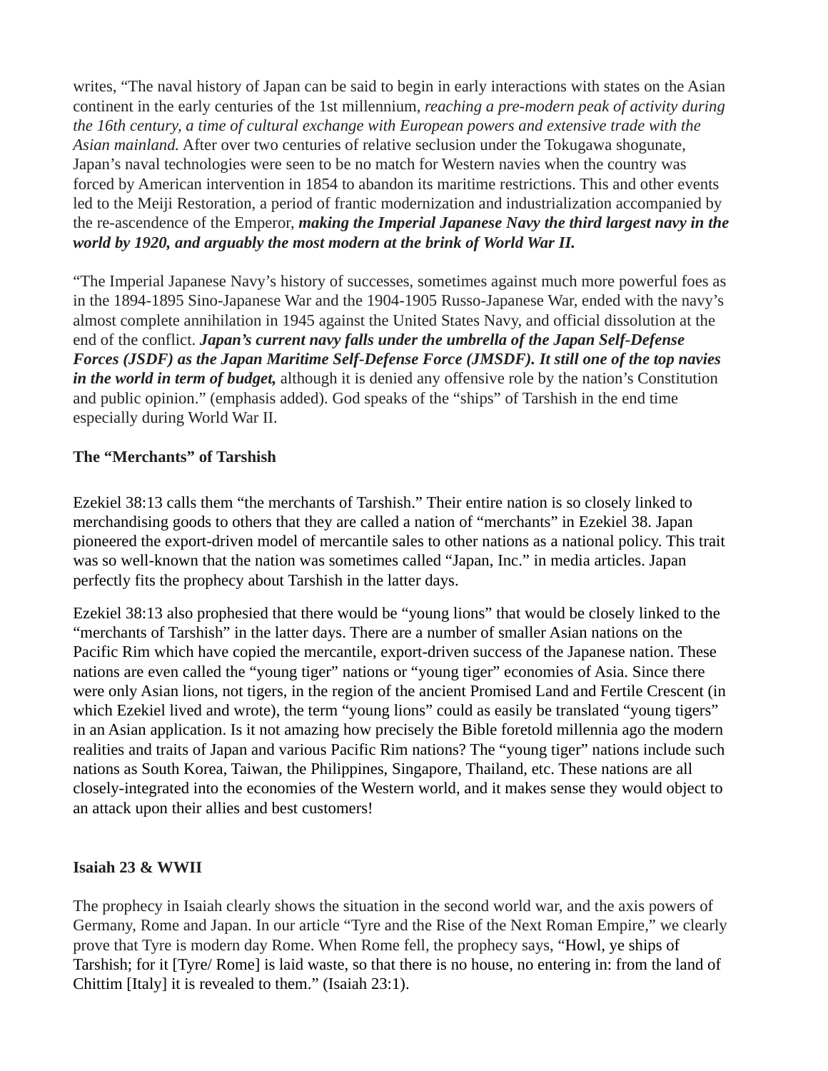writes, "The naval history of Japan can be said to begin in early interactions with states on the Asian continent in the early centuries of the 1st millennium, *reaching a pre-modern peak of activity during the 16th century, a time of cultural exchange with European powers and extensive trade with the Asian mainland.* After over two centuries of relative seclusion under the Tokugawa shogunate, Japan's naval technologies were seen to be no match for Western navies when the country was forced by American intervention in 1854 to abandon its maritime restrictions. This and other events led to the Meiji Restoration, a period of frantic modernization and industrialization accompanied by the re-ascendence of the Emperor, ***making the Imperial Japanese Navy the third largest navy in the world by 1920, and arguably the most modern at the brink of World War II.***

"The Imperial Japanese Navy's history of successes, sometimes against much more powerful foes as in the 1894-1895 Sino-Japanese War and the 1904-1905 Russo-Japanese War, ended with the navy's almost complete annihilation in 1945 against the United States Navy, and official dissolution at the end of the conflict. ***Japan's current navy falls under the umbrella of the Japan Self-Defense Forces (JSDF) as the Japan Maritime Self-Defense Force (JMSDF). It still one of the top navies in the world in term of budget,*** although it is denied any offensive role by the nation's Constitution and public opinion." (emphasis added). God speaks of the "ships" of Tarshish in the end time especially during World War II.

**The "Merchants" of Tarshish**

Ezekiel 38:13 calls them "the merchants of Tarshish." Their entire nation is so closely linked to merchandising goods to others that they are called a nation of "merchants" in Ezekiel 38. Japan pioneered the export-driven model of mercantile sales to other nations as a national policy. This trait was so well-known that the nation was sometimes called "Japan, Inc." in media articles. Japan perfectly fits the prophecy about Tarshish in the latter days.

Ezekiel 38:13 also prophesied that there would be "young lions" that would be closely linked to the "merchants of Tarshish" in the latter days. There are a number of smaller Asian nations on the Pacific Rim which have copied the mercantile, export-driven success of the Japanese nation. These nations are even called the "young tiger" nations or "young tiger" economies of Asia. Since there were only Asian lions, not tigers, in the region of the ancient Promised Land and Fertile Crescent (in which Ezekiel lived and wrote), the term "young lions" could as easily be translated "young tigers" in an Asian application. Is it not amazing how precisely the Bible foretold millennia ago the modern realities and traits of Japan and various Pacific Rim nations? The "young tiger" nations include such nations as South Korea, Taiwan, the Philippines, Singapore, Thailand, etc. These nations are all closely-integrated into the economies of the Western world, and it makes sense they would object to an attack upon their allies and best customers!

**Isaiah 23 & WWII**

The prophecy in Isaiah clearly shows the situation in the second world war, and the axis powers of Germany, Rome and Japan. In our article "Tyre and the Rise of the Next Roman Empire," we clearly prove that Tyre is modern day Rome. When Rome fell, the prophecy says, "Howl, ye ships of Tarshish; for it [Tyre/ Rome] is laid waste, so that there is no house, no entering in: from the land of Chittim [Italy] it is revealed to them." (Isaiah 23:1).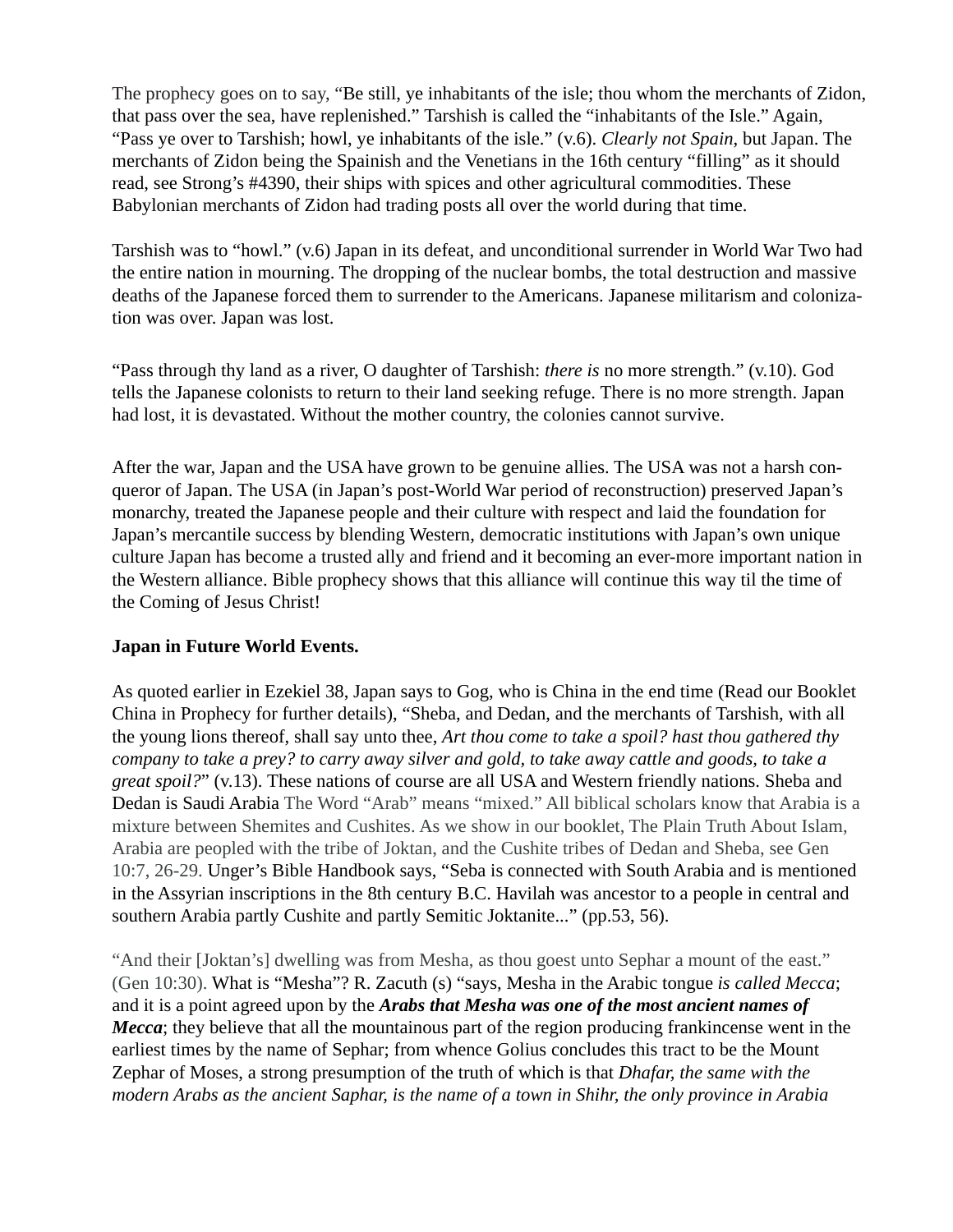The prophecy goes on to say, “Be still, ye inhabitants of the isle; thou whom the merchants of Zidon, that pass over the sea, have replenished.” Tarshish is called the “inhabitants of the Isle.” Again, “Pass ye over to Tarshish; howl, ye inhabitants of the isle.” (v.6). *Clearly not Spain*, but Japan. The merchants of Zidon being the Spainish and the Venetians in the 16th century “filling” as it should read, see Strong’s #4390, their ships with spices and other agricultural commodities. These Babylonian merchants of Zidon had trading posts all over the world during that time.

Tarshish was to “howl.” (v.6) Japan in its defeat, and unconditional surrender in World War Two had the entire nation in mourning. The dropping of the nuclear bombs, the total destruction and massive deaths of the Japanese forced them to surrender to the Americans. Japanese militarism and colonization was over. Japan was lost.

“Pass through thy land as a river, O daughter of Tarshish: *there is* no more strength.” (v.10). God tells the Japanese colonists to return to their land seeking refuge. There is no more strength. Japan had lost, it is devastated. Without the mother country, the colonies cannot survive.

After the war, Japan and the USA have grown to be genuine allies. The USA was not a harsh conqueror of Japan. The USA (in Japan’s post-World War period of reconstruction) preserved Japan’s monarchy, treated the Japanese people and their culture with respect and laid the foundation for Japan’s mercantile success by blending Western, democratic institutions with Japan’s own unique culture Japan has become a trusted ally and friend and it becoming an ever-more important nation in the Western alliance. Bible prophecy shows that this alliance will continue this way til the time of the Coming of Jesus Christ!

**Japan in Future World Events.**

As quoted earlier in Ezekiel 38, Japan says to Gog, who is China in the end time (Read our Booklet China in Prophecy for further details), “Sheba, and Dedan, and the merchants of Tarshish, with all the young lions thereof, shall say unto thee, *Art thou come to take a spoil? hast thou gathered thy company to take a prey? to carry away silver and gold, to take away cattle and goods, to take a great spoil?*” (v.13). These nations of course are all USA and Western friendly nations. Sheba and Dedan is Saudi Arabia The Word “Arab” means “mixed.” All biblical scholars know that Arabia is a mixture between Shemites and Cushites. As we show in our booklet, The Plain Truth About Islam, Arabia are peopled with the tribe of Joktan, and the Cushite tribes of Dedan and Sheba, see Gen 10:7, 26-29. Unger’s Bible Handbook says, “Seba is connected with South Arabia and is mentioned in the Assyrian inscriptions in the 8th century B.C. Havilah was ancestor to a people in central and southern Arabia partly Cushite and partly Semitic Joktanite...” (pp.53, 56).

“And their [Joktan’s] dwelling was from Mesha, as thou goest unto Sephar a mount of the east.” (Gen 10:30). What is “Mesha”? R. Zacuth (s) “says, Mesha in the Arabic tongue *is called Mecca*; and it is a point agreed upon by the ***Arabs that Mesha was one of the most ancient names of Mecca***; they believe that all the mountainous part of the region producing frankincense went in the earliest times by the name of Sephar; from whence Golius concludes this tract to be the Mount Zephar of Moses, a strong presumption of the truth of which is that *Dhafar, the same with the modern Arabs as the ancient Saphar, is the name of a town in Shihr, the only province in Arabia*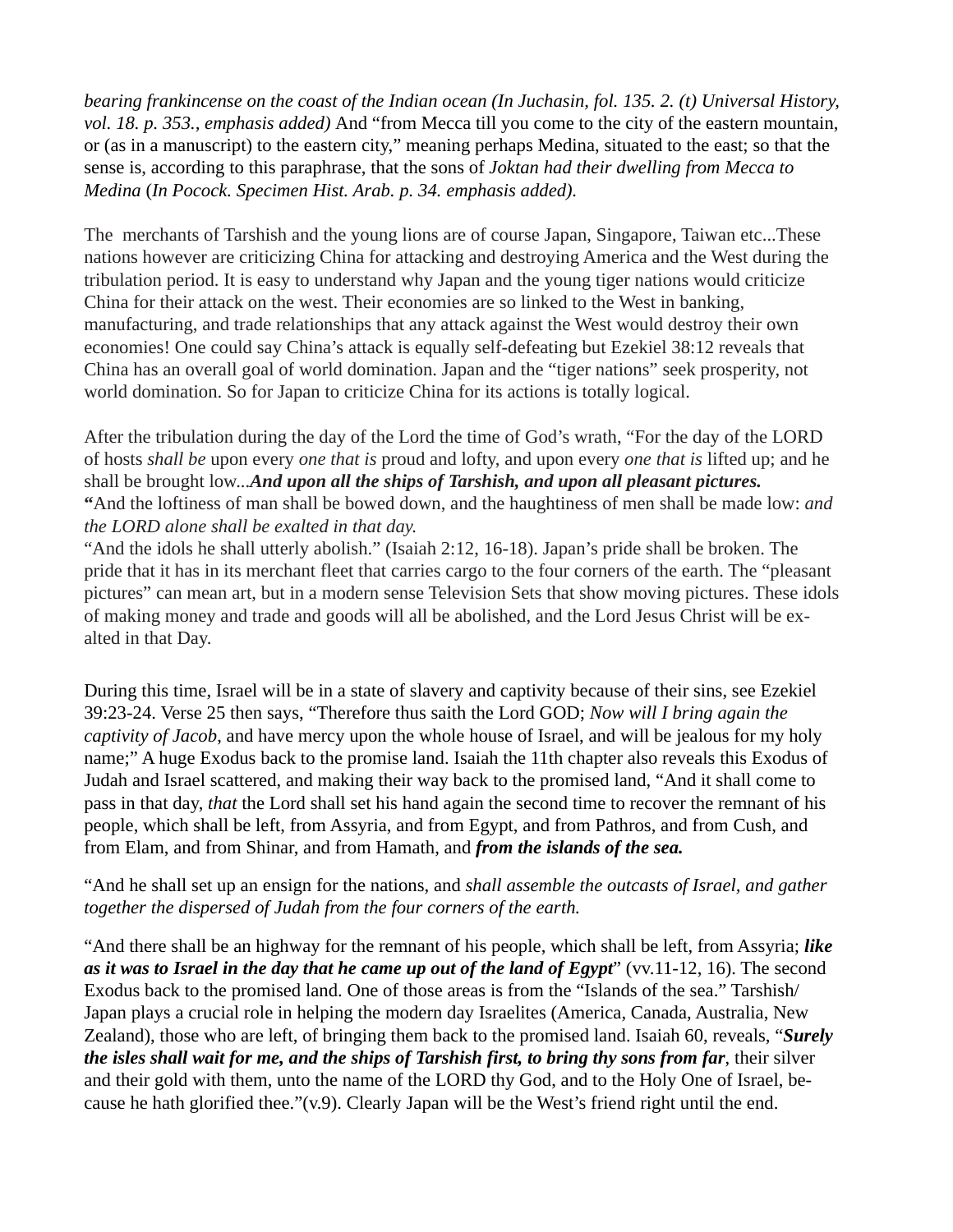*bearing frankincense on the coast of the Indian ocean (In Juchasin, fol. 135. 2. (t) Universal History, vol. 18. p. 353., emphasis added)* And "from Mecca till you come to the city of the eastern mountain, or (as in a manuscript) to the eastern city," meaning perhaps Medina, situated to the east; so that the sense is, according to this paraphrase, that the sons of *Joktan had their dwelling from Mecca to Medina* (*In Pocock. Specimen Hist. Arab. p. 34. emphasis added).*

The merchants of Tarshish and the young lions are of course Japan, Singapore, Taiwan etc...These nations however are criticizing China for attacking and destroying America and the West during the tribulation period. It is easy to understand why Japan and the young tiger nations would criticize China for their attack on the west. Their economies are so linked to the West in banking, manufacturing, and trade relationships that any attack against the West would destroy their own economies! One could say China's attack is equally self-defeating but Ezekiel 38:12 reveals that China has an overall goal of world domination. Japan and the "tiger nations" seek prosperity, not world domination. So for Japan to criticize China for its actions is totally logical.

After the tribulation during the day of the Lord the time of God's wrath, "For the day of the LORD of hosts *shall be* upon every *one that is* proud and lofty, and upon every *one that is* lifted up; and he shall be brought low...***And upon all the ships of Tarshish, and upon all pleasant pictures.***
**"**And the loftiness of man shall be bowed down, and the haughtiness of men shall be made low: *and the LORD alone shall be exalted in that day.*
"And the idols he shall utterly abolish." (Isaiah 2:12, 16-18). Japan's pride shall be broken. The pride that it has in its merchant fleet that carries cargo to the four corners of the earth. The "pleasant pictures" can mean art, but in a modern sense Television Sets that show moving pictures. These idols of making money and trade and goods will all be abolished, and the Lord Jesus Christ will be exalted in that Day.

During this time, Israel will be in a state of slavery and captivity because of their sins, see Ezekiel 39:23-24. Verse 25 then says, "Therefore thus saith the Lord GOD; *Now will I bring again the captivity of Jacob*, and have mercy upon the whole house of Israel, and will be jealous for my holy name;" A huge Exodus back to the promise land. Isaiah the 11th chapter also reveals this Exodus of Judah and Israel scattered, and making their way back to the promised land, "And it shall come to pass in that day, *that* the Lord shall set his hand again the second time to recover the remnant of his people, which shall be left, from Assyria, and from Egypt, and from Pathros, and from Cush, and from Elam, and from Shinar, and from Hamath, and ***from the islands of the sea.***

"And he shall set up an ensign for the nations, and *shall assemble the outcasts of Israel, and gather together the dispersed of Judah from the four corners of the earth.*

"And there shall be an highway for the remnant of his people, which shall be left, from Assyria; ***like as it was to Israel in the day that he came up out of the land of Egypt***" (vv.11-12, 16). The second Exodus back to the promised land. One of those areas is from the "Islands of the sea." Tarshish/ Japan plays a crucial role in helping the modern day Israelites (America, Canada, Australia, New Zealand), those who are left, of bringing them back to the promised land. Isaiah 60, reveals, "***Surely the isles shall wait for me, and the ships of Tarshish first, to bring thy sons from far***, their silver and their gold with them, unto the name of the LORD thy God, and to the Holy One of Israel, because he hath glorified thee."(v.9). Clearly Japan will be the West's friend right until the end.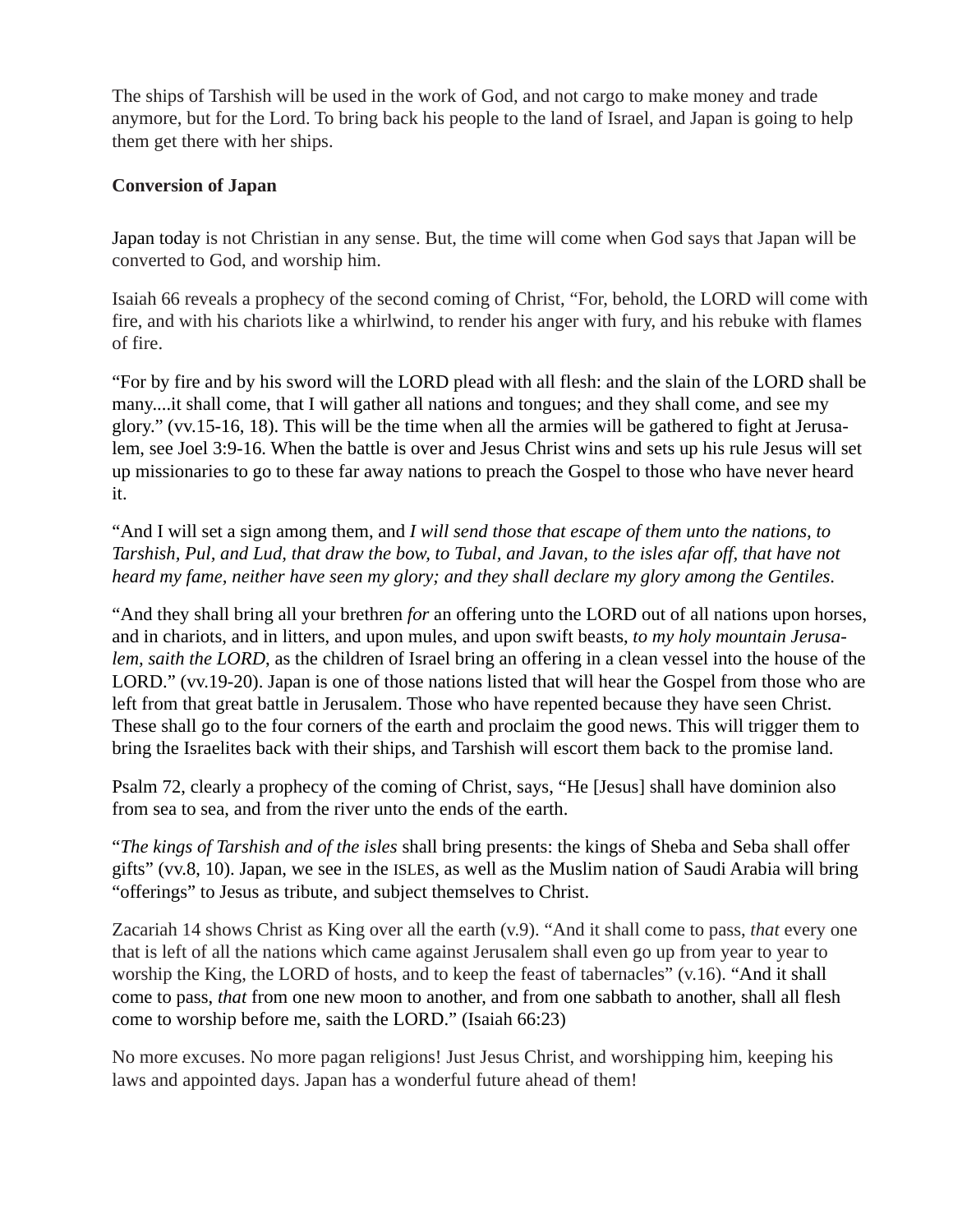The ships of Tarshish will be used in the work of God, and not cargo to make money and trade anymore, but for the Lord. To bring back his people to the land of Israel, and Japan is going to help them get there with her ships.

**Conversion of Japan**

Japan today is not Christian in any sense. But, the time will come when God says that Japan will be converted to God, and worship him.

Isaiah 66 reveals a prophecy of the second coming of Christ, "For, behold, the LORD will come with fire, and with his chariots like a whirlwind, to render his anger with fury, and his rebuke with flames of fire.

"For by fire and by his sword will the LORD plead with all flesh: and the slain of the LORD shall be many....it shall come, that I will gather all nations and tongues; and they shall come, and see my glory." (vv.15-16, 18). This will be the time when all the armies will be gathered to fight at Jerusalem, see Joel 3:9-16. When the battle is over and Jesus Christ wins and sets up his rule Jesus will set up missionaries to go to these far away nations to preach the Gospel to those who have never heard it.

"And I will set a sign among them, and *I will send those that escape of them unto the nations, to Tarshish, Pul, and Lud, that draw the bow, to Tubal, and Javan, to the isles afar off, that have not heard my fame, neither have seen my glory; and they shall declare my glory among the Gentiles.*

"And they shall bring all your brethren *for* an offering unto the LORD out of all nations upon horses, and in chariots, and in litters, and upon mules, and upon swift beasts, *to my holy mountain Jerusalem, saith the LORD*, as the children of Israel bring an offering in a clean vessel into the house of the LORD." (vv.19-20). Japan is one of those nations listed that will hear the Gospel from those who are left from that great battle in Jerusalem. Those who have repented because they have seen Christ. These shall go to the four corners of the earth and proclaim the good news. This will trigger them to bring the Israelites back with their ships, and Tarshish will escort them back to the promise land.

Psalm 72, clearly a prophecy of the coming of Christ, says, "He [Jesus] shall have dominion also from sea to sea, and from the river unto the ends of the earth.

"*The kings of Tarshish and of the isles* shall bring presents: the kings of Sheba and Seba shall offer gifts" (vv.8, 10). Japan, we see in the ISLES, as well as the Muslim nation of Saudi Arabia will bring "offerings" to Jesus as tribute, and subject themselves to Christ.

Zacariah 14 shows Christ as King over all the earth (v.9). "And it shall come to pass, *that* every one that is left of all the nations which came against Jerusalem shall even go up from year to year to worship the King, the LORD of hosts, and to keep the feast of tabernacles" (v.16). "And it shall come to pass, *that* from one new moon to another, and from one sabbath to another, shall all flesh come to worship before me, saith the LORD." (Isaiah 66:23)

No more excuses. No more pagan religions! Just Jesus Christ, and worshipping him, keeping his laws and appointed days. Japan has a wonderful future ahead of them!